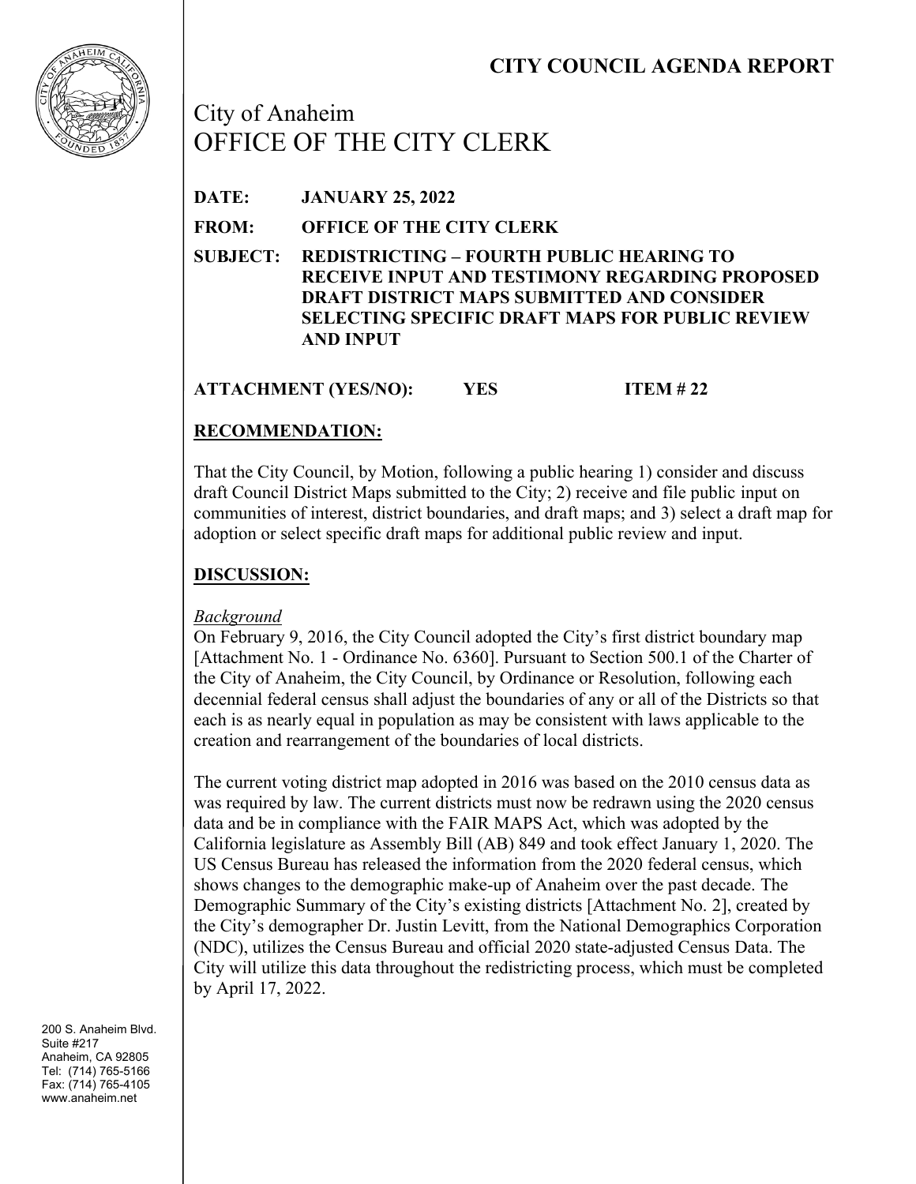**CITY COUNCIL AGENDA REPORT**

# City of Anaheim
# OFFICE OF THE CITY CLERK

**DATE:** **JANUARY 25, 2022**

**FROM:** **OFFICE OF THE CITY CLERK**

**SUBJECT:** **REDISTRICTING – FOURTH PUBLIC HEARING TO RECEIVE INPUT AND TESTIMONY REGARDING PROPOSED DRAFT DISTRICT MAPS SUBMITTED AND CONSIDER SELECTING SPECIFIC DRAFT MAPS FOR PUBLIC REVIEW AND INPUT**

**ATTACHMENT (YES/NO):** **YES** **ITEM # 22**

## RECOMMENDATION:

That the City Council, by Motion, following a public hearing 1) consider and discuss draft Council District Maps submitted to the City; 2) receive and file public input on communities of interest, district boundaries, and draft maps; and 3) select a draft map for adoption or select specific draft maps for additional public review and input.

## DISCUSSION:

*Background*

On February 9, 2016, the City Council adopted the City's first district boundary map [Attachment No. 1 - Ordinance No. 6360]. Pursuant to Section 500.1 of the Charter of the City of Anaheim, the City Council, by Ordinance or Resolution, following each decennial federal census shall adjust the boundaries of any or all of the Districts so that each is as nearly equal in population as may be consistent with laws applicable to the creation and rearrangement of the boundaries of local districts.

The current voting district map adopted in 2016 was based on the 2010 census data as was required by law. The current districts must now be redrawn using the 2020 census data and be in compliance with the FAIR MAPS Act, which was adopted by the California legislature as Assembly Bill (AB) 849 and took effect January 1, 2020. The US Census Bureau has released the information from the 2020 federal census, which shows changes to the demographic make-up of Anaheim over the past decade. The Demographic Summary of the City's existing districts [Attachment No. 2], created by the City's demographer Dr. Justin Levitt, from the National Demographics Corporation (NDC), utilizes the Census Bureau and official 2020 state-adjusted Census Data. The City will utilize this data throughout the redistricting process, which must be completed by April 17, 2022.

200 S. Anaheim Blvd.
Suite #217
Anaheim, CA 92805
Tel: (714) 765-5166
Fax: (714) 765-4105
www.anaheim.net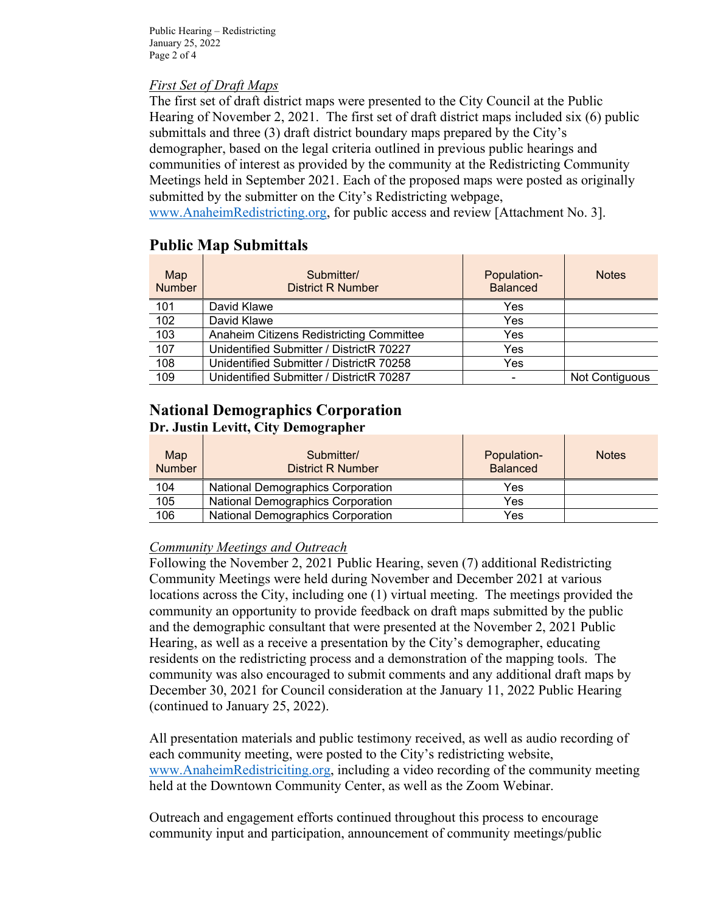*First Set of Draft Maps*

The first set of draft district maps were presented to the City Council at the Public Hearing of November 2, 2021. The first set of draft district maps included six (6) public submittals and three (3) draft district boundary maps prepared by the City's demographer, based on the legal criteria outlined in previous public hearings and communities of interest as provided by the community at the Redistricting Community Meetings held in September 2021. Each of the proposed maps were posted as originally submitted by the submitter on the City's Redistricting webpage, www.AnaheimRedistricting.org, for public access and review [Attachment No. 3].

## Public Map Submittals

| Map Number | Submitter/ District R Number | Population-Balanced | Notes |
|---|---|---|---|
| 101 | David Klawe | Yes | |
| 102 | David Klawe | Yes | |
| 103 | Anaheim Citizens Redistricting Committee | Yes | |
| 107 | Unidentified Submitter / DistrictR 70227 | Yes | |
| 108 | Unidentified Submitter / DistrictR 70258 | Yes | |
| 109 | Unidentified Submitter / DistrictR 70287 | - | Not Contiguous |

## National Demographics Corporation

**Dr. Justin Levitt, City Demographer**

| Map Number | Submitter/ District R Number | Population-Balanced | Notes |
|---|---|---|---|
| 104 | National Demographics Corporation | Yes | |
| 105 | National Demographics Corporation | Yes | |
| 106 | National Demographics Corporation | Yes | |

*Community Meetings and Outreach*

Following the November 2, 2021 Public Hearing, seven (7) additional Redistricting Community Meetings were held during November and December 2021 at various locations across the City, including one (1) virtual meeting. The meetings provided the community an opportunity to provide feedback on draft maps submitted by the public and the demographic consultant that were presented at the November 2, 2021 Public Hearing, as well as a receive a presentation by the City's demographer, educating residents on the redistricting process and a demonstration of the mapping tools. The community was also encouraged to submit comments and any additional draft maps by December 30, 2021 for Council consideration at the January 11, 2022 Public Hearing (continued to January 25, 2022).

All presentation materials and public testimony received, as well as audio recording of each community meeting, were posted to the City's redistricting website, www.AnaheimRedistriciting.org, including a video recording of the community meeting held at the Downtown Community Center, as well as the Zoom Webinar.

Outreach and engagement efforts continued throughout this process to encourage community input and participation, announcement of community meetings/public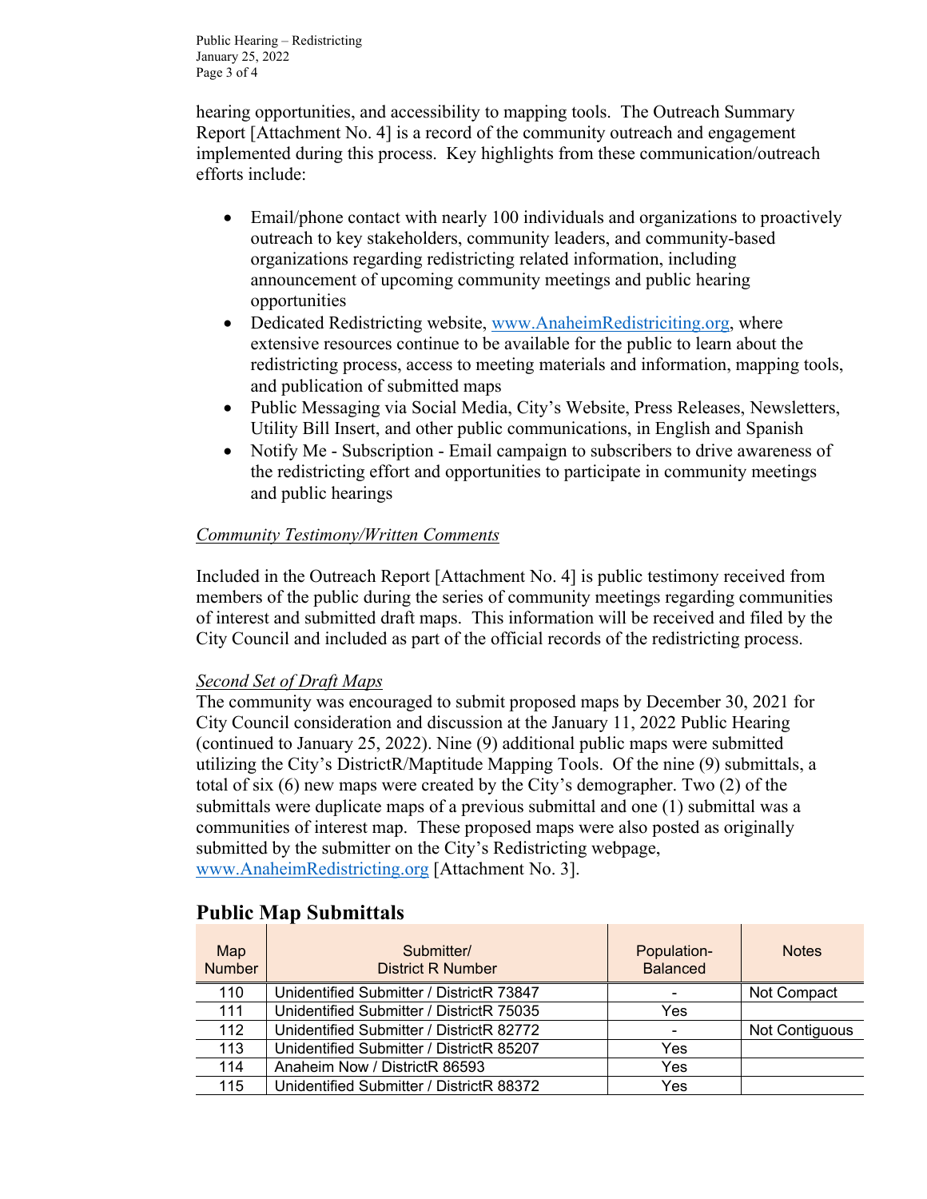hearing opportunities, and accessibility to mapping tools. The Outreach Summary Report [Attachment No. 4] is a record of the community outreach and engagement implemented during this process. Key highlights from these communication/outreach efforts include:

- Email/phone contact with nearly 100 individuals and organizations to proactively outreach to key stakeholders, community leaders, and community-based organizations regarding redistricting related information, including announcement of upcoming community meetings and public hearing opportunities
- Dedicated Redistricting website, www.AnaheimRedistriciting.org, where extensive resources continue to be available for the public to learn about the redistricting process, access to meeting materials and information, mapping tools, and publication of submitted maps
- Public Messaging via Social Media, City's Website, Press Releases, Newsletters, Utility Bill Insert, and other public communications, in English and Spanish
- Notify Me - Subscription - Email campaign to subscribers to drive awareness of the redistricting effort and opportunities to participate in community meetings and public hearings

*Community Testimony/Written Comments*

Included in the Outreach Report [Attachment No. 4] is public testimony received from members of the public during the series of community meetings regarding communities of interest and submitted draft maps. This information will be received and filed by the City Council and included as part of the official records of the redistricting process.

*Second Set of Draft Maps*

The community was encouraged to submit proposed maps by December 30, 2021 for City Council consideration and discussion at the January 11, 2022 Public Hearing (continued to January 25, 2022). Nine (9) additional public maps were submitted utilizing the City's DistrictR/Maptitude Mapping Tools. Of the nine (9) submittals, a total of six (6) new maps were created by the City's demographer. Two (2) of the submittals were duplicate maps of a previous submittal and one (1) submittal was a communities of interest map. These proposed maps were also posted as originally submitted by the submitter on the City's Redistricting webpage, www.AnaheimRedistricting.org [Attachment No. 3].

## Public Map Submittals

| Map Number | Submitter/ District R Number | Population-Balanced | Notes |
|---|---|---|---|
| 110 | Unidentified Submitter / DistrictR 73847 | - | Not Compact |
| 111 | Unidentified Submitter / DistrictR 75035 | Yes | |
| 112 | Unidentified Submitter / DistrictR 82772 | - | Not Contiguous |
| 113 | Unidentified Submitter / DistrictR 85207 | Yes | |
| 114 | Anaheim Now / DistrictR 86593 | Yes | |
| 115 | Unidentified Submitter / DistrictR 88372 | Yes | |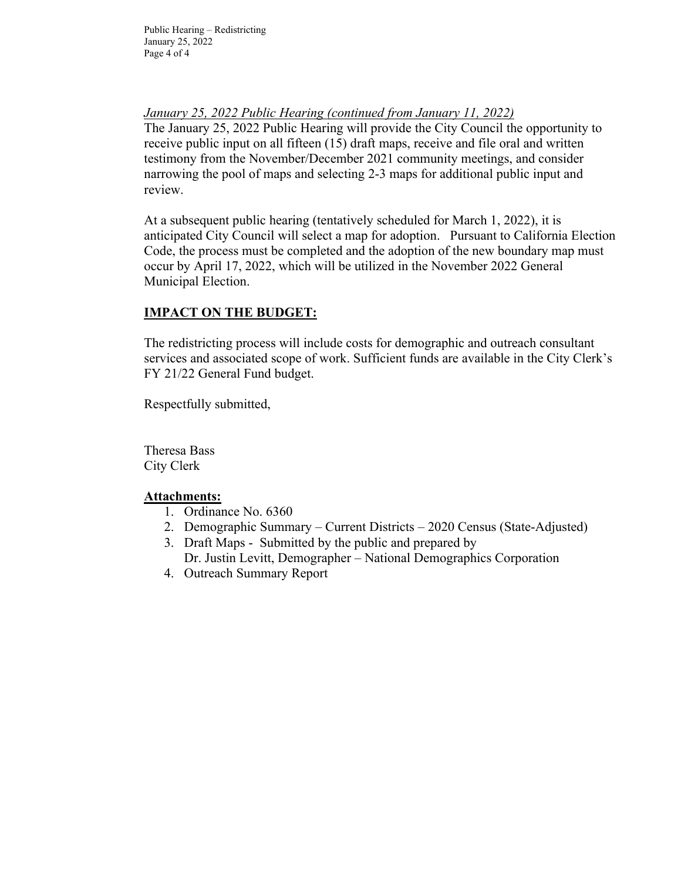*January 25, 2022 Public Hearing (continued from January 11, 2022)*

The January 25, 2022 Public Hearing will provide the City Council the opportunity to receive public input on all fifteen (15) draft maps, receive and file oral and written testimony from the November/December 2021 community meetings, and consider narrowing the pool of maps and selecting 2-3 maps for additional public input and review.

At a subsequent public hearing (tentatively scheduled for March 1, 2022), it is anticipated City Council will select a map for adoption. Pursuant to California Election Code, the process must be completed and the adoption of the new boundary map must occur by April 17, 2022, which will be utilized in the November 2022 General Municipal Election.

## IMPACT ON THE BUDGET:

The redistricting process will include costs for demographic and outreach consultant services and associated scope of work. Sufficient funds are available in the City Clerk's FY 21/22 General Fund budget.

Respectfully submitted,

Theresa Bass
City Clerk

**Attachments:**

1. Ordinance No. 6360
2. Demographic Summary – Current Districts – 2020 Census (State-Adjusted)
3. Draft Maps - Submitted by the public and prepared by Dr. Justin Levitt, Demographer – National Demographics Corporation
4. Outreach Summary Report